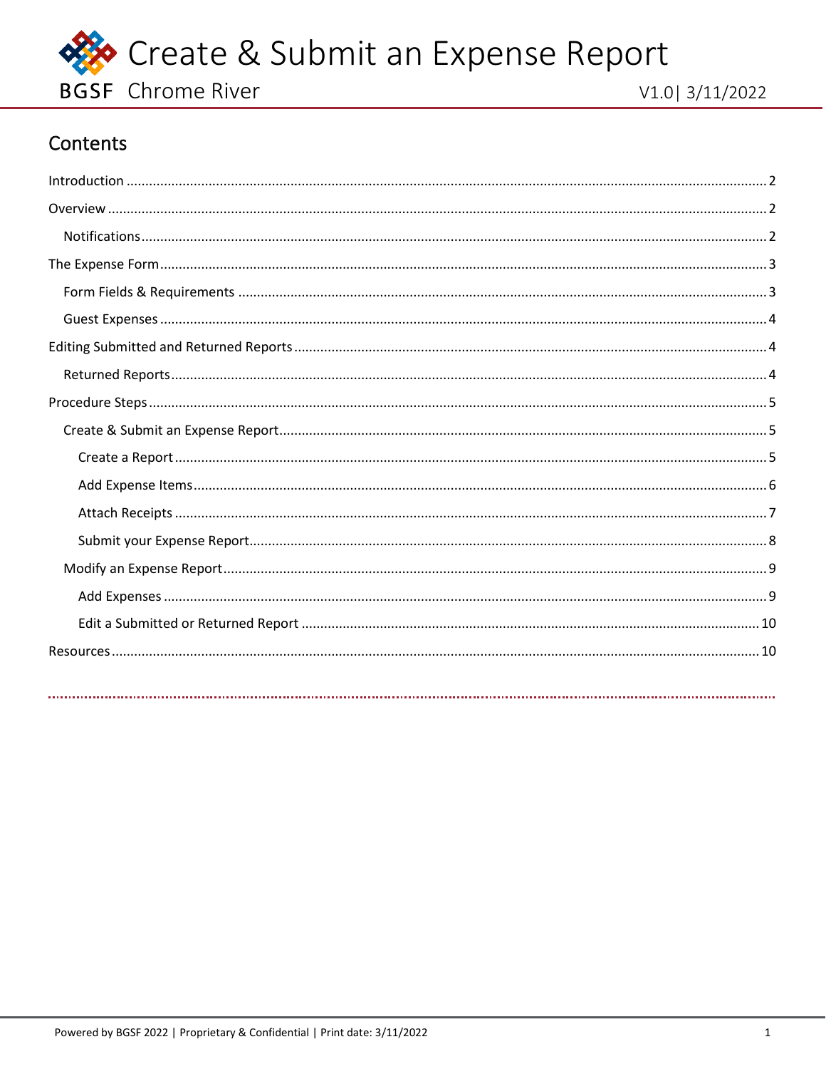# Create & Submit an Expense Report

BGSF Chrome River

V1.0| 3/11/2022

## Contents

- Introduction ..... 2
- Overview ..... 2
  - Notifications ..... 2
- The Expense Form ..... 3
  - Form Fields & Requirements ..... 3
  - Guest Expenses ..... 4
- Editing Submitted and Returned Reports ..... 4
  - Returned Reports ..... 4
- Procedure Steps ..... 5
  - Create & Submit an Expense Report ..... 5
    - Create a Report ..... 5
    - Add Expense Items ..... 6
    - Attach Receipts ..... 7
    - Submit your Expense Report ..... 8
  - Modify an Expense Report ..... 9
    - Add Expenses ..... 9
    - Edit a Submitted or Returned Report ..... 10
- Resources ..... 10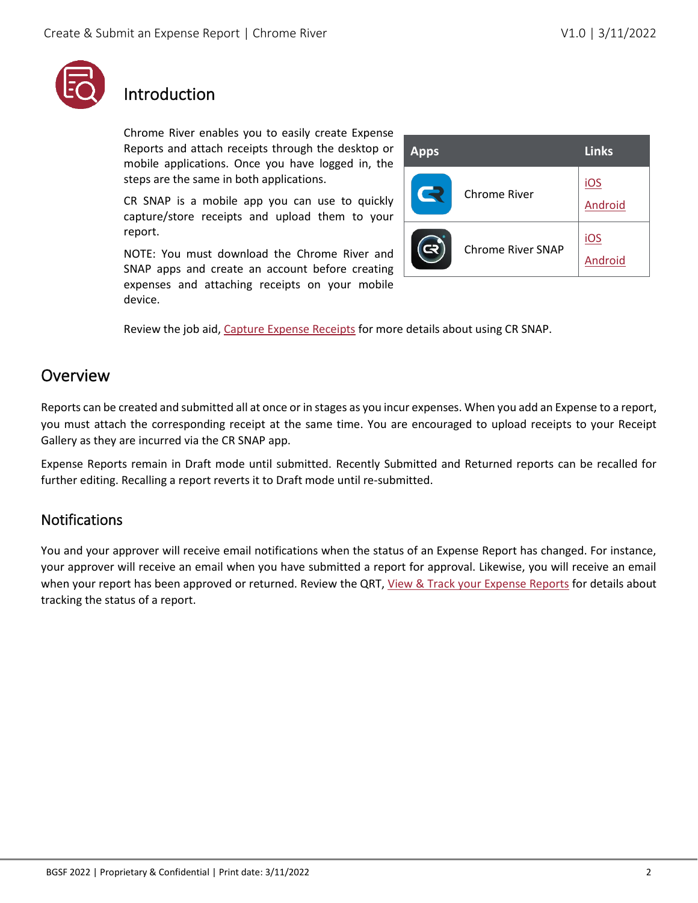# Introduction

Chrome River enables you to easily create Expense Reports and attach receipts through the desktop or mobile applications. Once you have logged in, the steps are the same in both applications.

CR SNAP is a mobile app you can use to quickly capture/store receipts and upload them to your report.

NOTE: You must download the Chrome River and SNAP apps and create an account before creating expenses and attaching receipts on your mobile device.

| Apps | Links |
| --- | --- |
| Chrome River | iOS<br>Android |
| Chrome River SNAP | iOS<br>Android |

Review the job aid, Capture Expense Receipts for more details about using CR SNAP.

# Overview

Reports can be created and submitted all at once or in stages as you incur expenses. When you add an Expense to a report, you must attach the corresponding receipt at the same time. You are encouraged to upload receipts to your Receipt Gallery as they are incurred via the CR SNAP app.

Expense Reports remain in Draft mode until submitted. Recently Submitted and Returned reports can be recalled for further editing. Recalling a report reverts it to Draft mode until re-submitted.

## Notifications

You and your approver will receive email notifications when the status of an Expense Report has changed. For instance, your approver will receive an email when you have submitted a report for approval. Likewise, you will receive an email when your report has been approved or returned. Review the QRT, View & Track your Expense Reports for details about tracking the status of a report.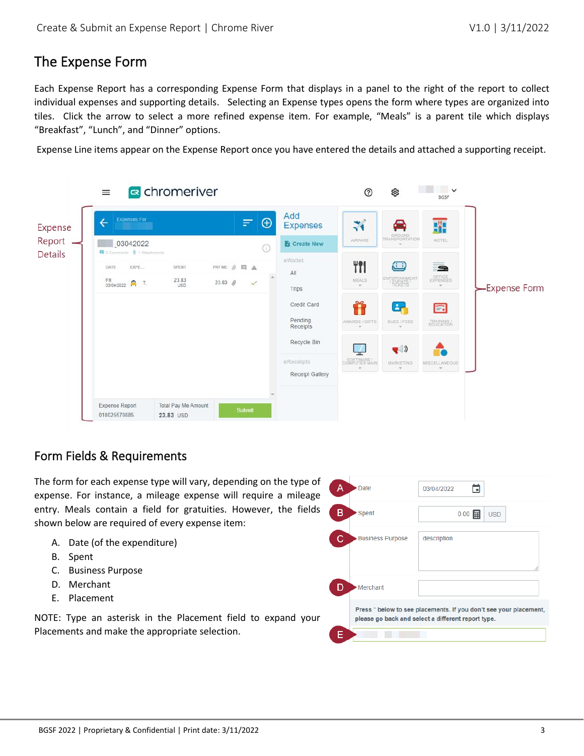# The Expense Form

Each Expense Report has a corresponding Expense Form that displays in a panel to the right of the report to collect individual expenses and supporting details. Selecting an Expense types opens the form where types are organized into tiles. Click the arrow to select a more refined expense item. For example, “Meals” is a parent tile which displays “Breakfast”, “Lunch”, and “Dinner” options.

Expense Line items appear on the Expense Report once you have entered the details and attached a supporting receipt.

## Form Fields & Requirements

The form for each expense type will vary, depending on the type of expense. For instance, a mileage expense will require a mileage entry. Meals contain a field for gratuities. However, the fields shown below are required of every expense item:

A. Date (of the expenditure)
B. Spent
C. Business Purpose
D. Merchant
E. Placement

NOTE: Type an asterisk in the Placement field to expand your Placements and make the appropriate selection.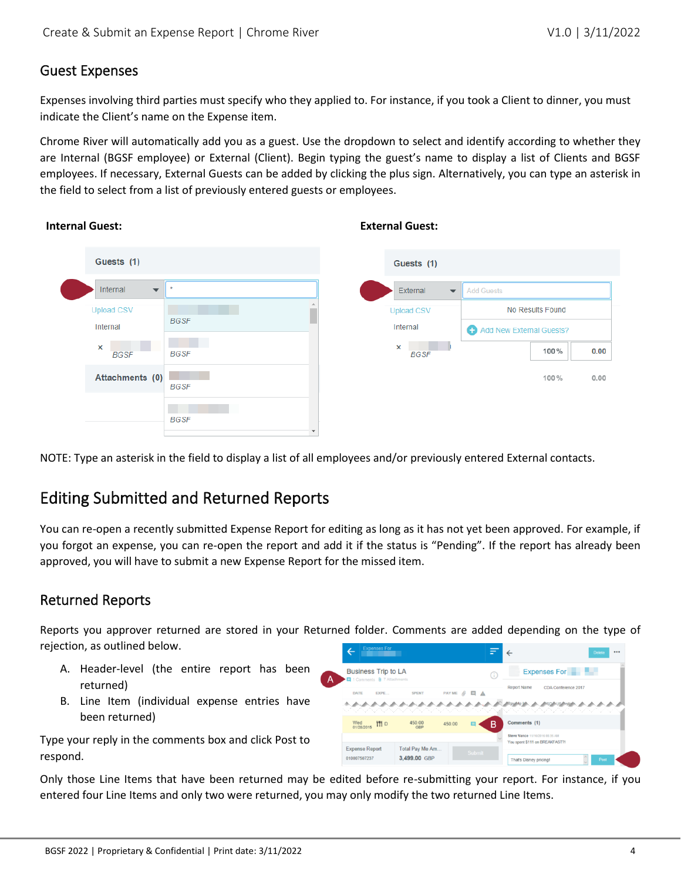## Guest Expenses

Expenses involving third parties must specify who they applied to. For instance, if you took a Client to dinner, you must indicate the Client's name on the Expense item.

Chrome River will automatically add you as a guest. Use the dropdown to select and identify according to whether they are Internal (BGSF employee) or External (Client). Begin typing the guest's name to display a list of Clients and BGSF employees. If necessary, External Guests can be added by clicking the plus sign. Alternatively, you can type an asterisk in the field to select from a list of previously entered guests or employees.

**Internal Guest:**

**External Guest:**

NOTE: Type an asterisk in the field to display a list of all employees and/or previously entered External contacts.

# Editing Submitted and Returned Reports

You can re-open a recently submitted Expense Report for editing as long as it has not yet been approved. For example, if you forgot an expense, you can re-open the report and add it if the status is "Pending". If the report has already been approved, you will have to submit a new Expense Report for the missed item.

## Returned Reports

Reports you approver returned are stored in your Returned folder. Comments are added depending on the type of rejection, as outlined below.

A. Header-level (the entire report has been returned)
B. Line Item (individual expense entries have been returned)

Type your reply in the comments box and click Post to respond.

Only those Line Items that have been returned may be edited before re-submitting your report. For instance, if you entered four Line Items and only two were returned, you may only modify the two returned Line Items.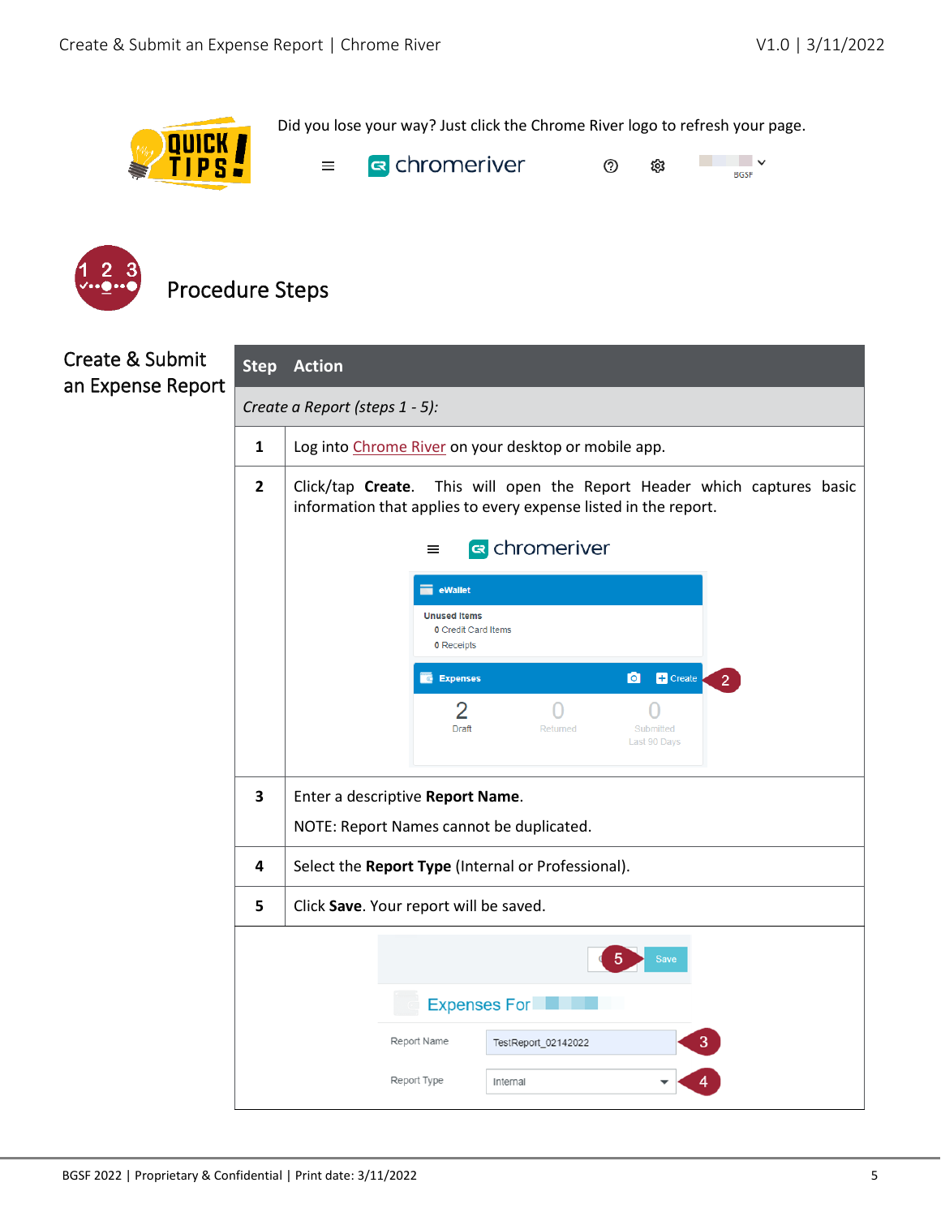**QUICK TIPS!**

Did you lose your way? Just click the Chrome River logo to refresh your page.

## Procedure Steps

### Create & Submit an Expense Report

| Step | Action |
|---|---|
| *Create a Report (steps 1 - 5):* | |
| **1** | Log into Chrome River on your desktop or mobile app. |
| **2** | Click/tap **Create**. This will open the Report Header which captures basic information that applies to every expense listed in the report. |
| **3** | Enter a descriptive **Report Name**.<br><br>NOTE: Report Names cannot be duplicated. |
| **4** | Select the **Report Type** (Internal or Professional). |
| **5** | Click **Save**. Your report will be saved. |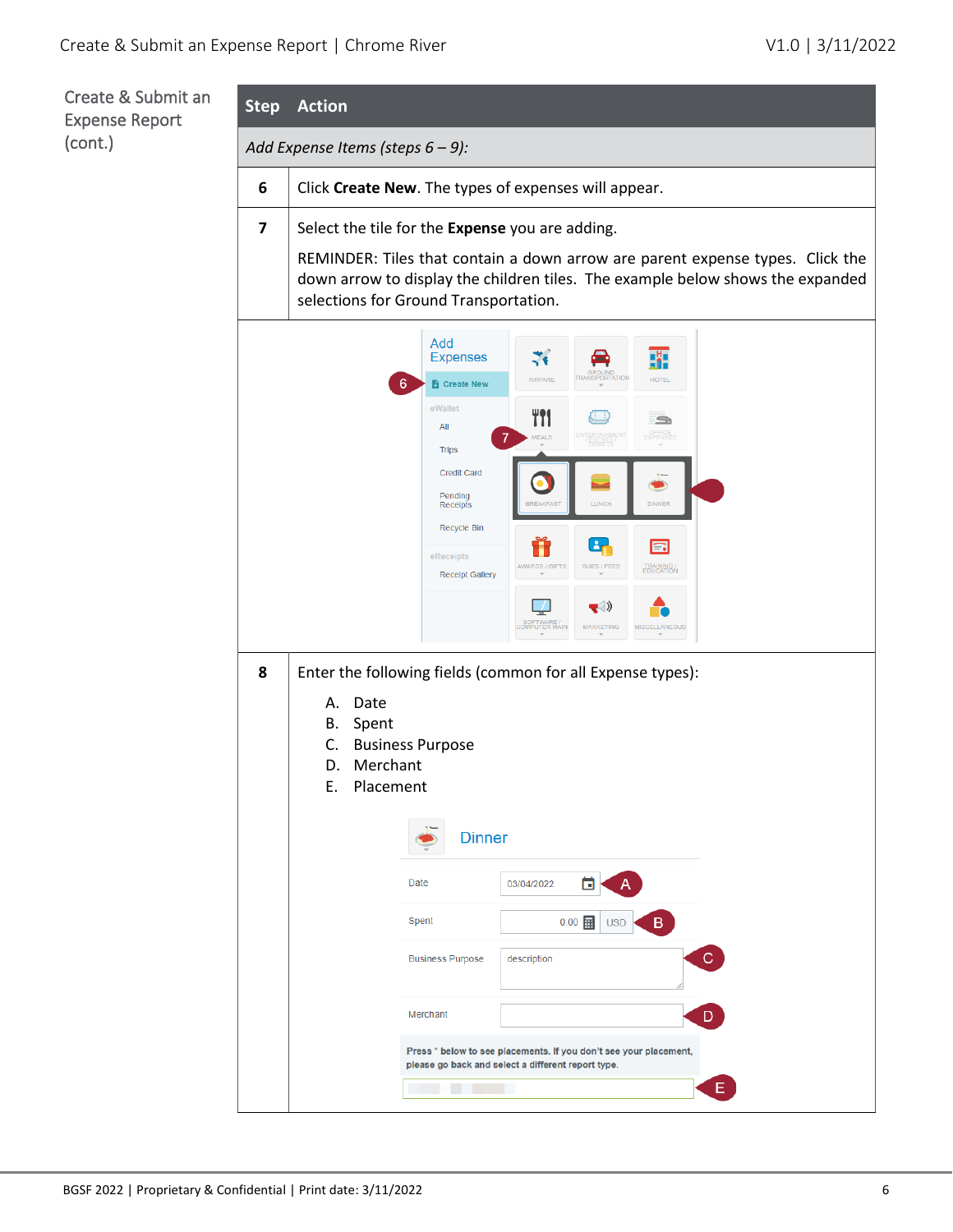Create & Submit an Expense Report (cont.)

| Step | Action |
|---|---|
| *Add Expense Items (steps 6 – 9):* | |
| 6 | Click **Create New**. The types of expenses will appear. |
| 7 | Select the tile for the **Expense** you are adding.<br><br>REMINDER: Tiles that contain a down arrow are parent expense types. Click the down arrow to display the children tiles. The example below shows the expanded selections for Ground Transportation. |
| 8 | Enter the following fields (common for all Expense types):<br><br>A. Date<br>B. Spent<br>C. Business Purpose<br>D. Merchant<br>E. Placement |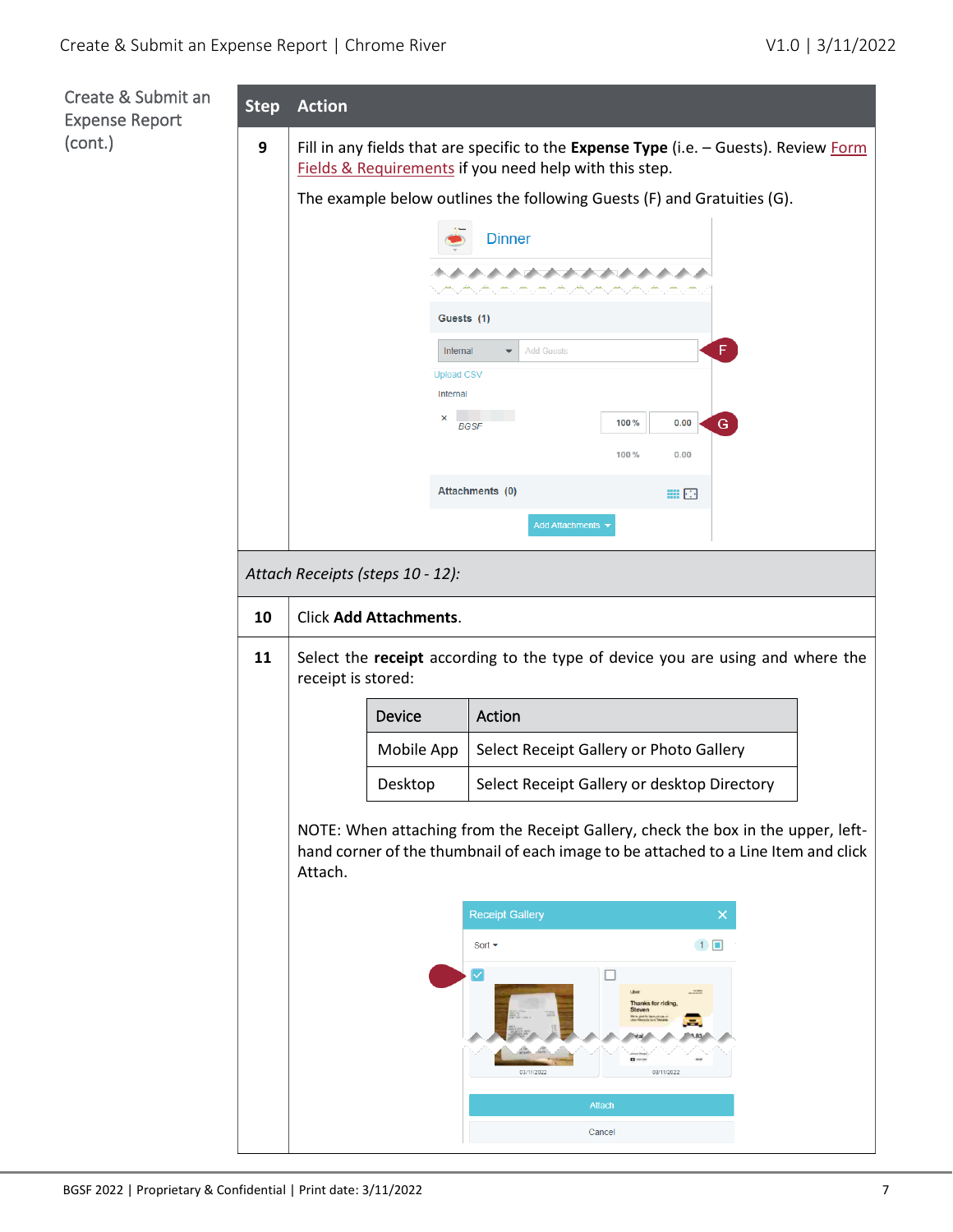Create & Submit an Expense Report (cont.)

| Step | Action |
|---|---|
| 9 | Fill in any fields that are specific to the **Expense Type** (i.e. – Guests). Review Form Fields & Requirements if you need help with this step.<br><br>The example below outlines the following Guests (F) and Gratuities (G). |
| *Attach Receipts (steps 10 - 12):* | |
| 10 | Click **Add Attachments**. |
| 11 | Select the **receipt** according to the type of device you are using and where the receipt is stored:<br><br>**Device** – **Action**<br>Mobile App – Select Receipt Gallery or Photo Gallery<br>Desktop – Select Receipt Gallery or desktop Directory<br><br>NOTE: When attaching from the Receipt Gallery, check the box in the upper, left-hand corner of the thumbnail of each image to be attached to a Line Item and click Attach. |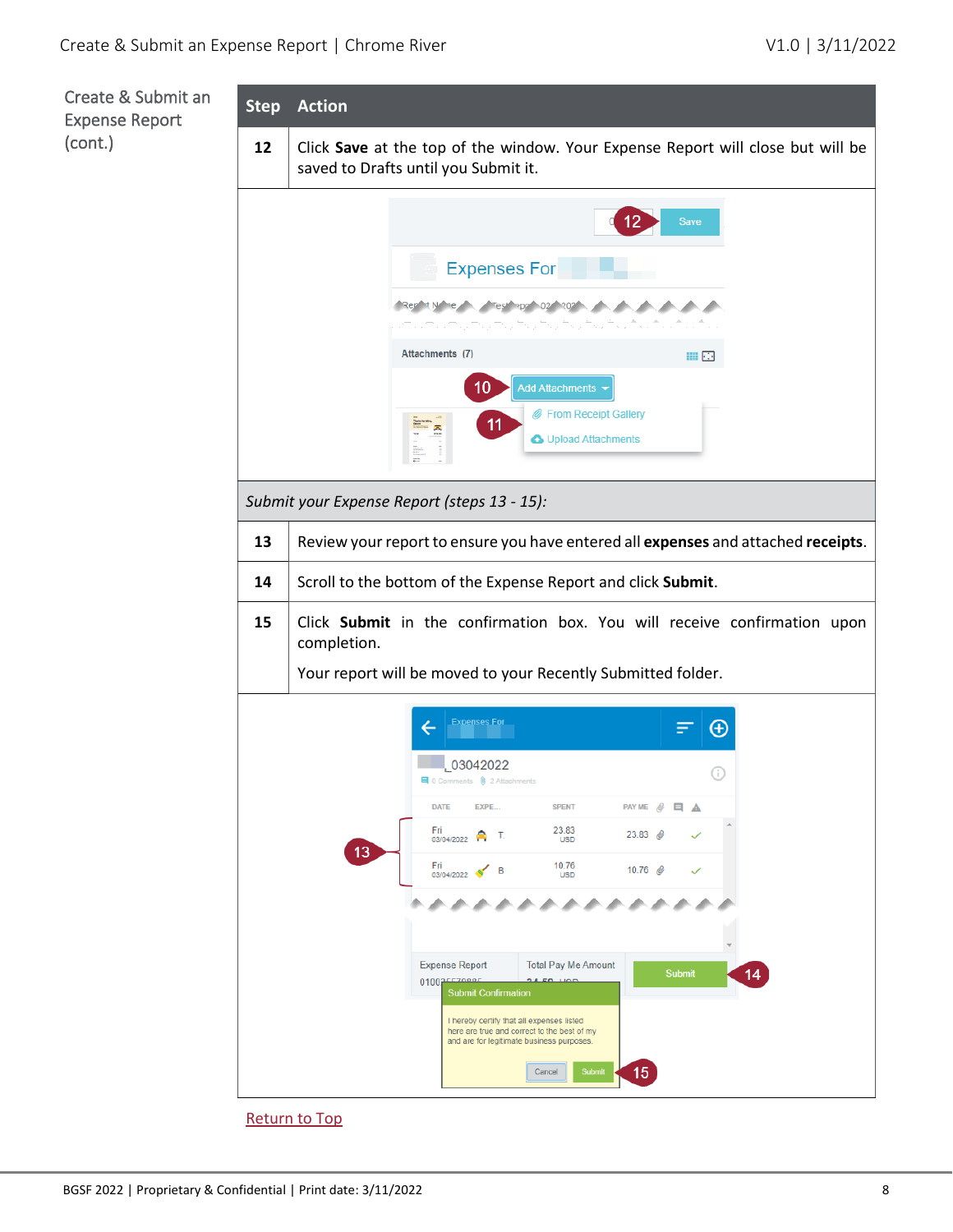Create & Submit an Expense Report (cont.)

| Step | Action |
|---|---|
| 12 | Click **Save** at the top of the window. Your Expense Report will close but will be saved to Drafts until you Submit it. |
| *Submit your Expense Report (steps 13 - 15):* | |
| 13 | Review your report to ensure you have entered all **expenses** and attached **receipts**. |
| 14 | Scroll to the bottom of the Expense Report and click **Submit**. |
| 15 | Click **Submit** in the confirmation box. You will receive confirmation upon completion.<br><br>Your report will be moved to your Recently Submitted folder. |

Return to Top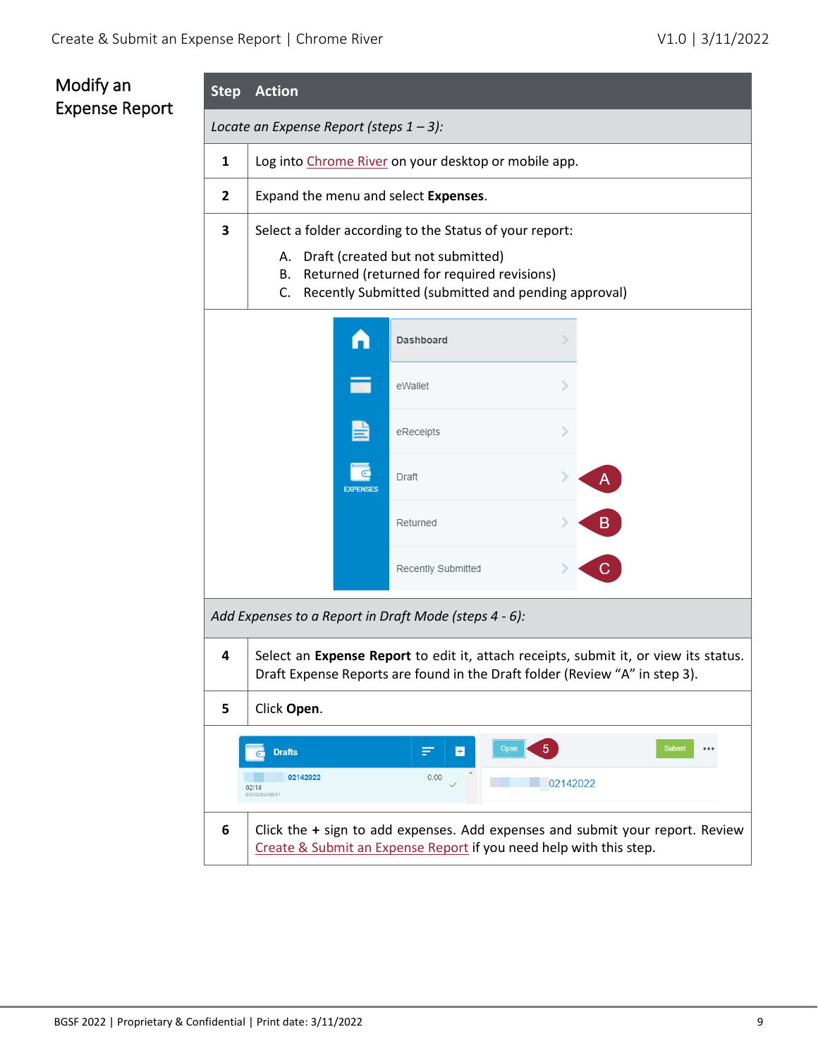## Modify an Expense Report

| Step | Action |
|---|---|
| *Locate an Expense Report (steps 1 – 3):* | |
| 1 | Log into Chrome River on your desktop or mobile app. |
| 2 | Expand the menu and select **Expenses**. |
| 3 | Select a folder according to the Status of your report:<br>A. Draft (created but not submitted)<br>B. Returned (returned for required revisions)<br>C. Recently Submitted (submitted and pending approval) |
| *Add Expenses to a Report in Draft Mode (steps 4 - 6):* | |
| 4 | Select an **Expense Report** to edit it, attach receipts, submit it, or view its status. Draft Expense Reports are found in the Draft folder (Review "A" in step 3). |
| 5 | Click **Open**. |
| 6 | Click the **+** sign to add expenses. Add expenses and submit your report. Review Create & Submit an Expense Report if you need help with this step. |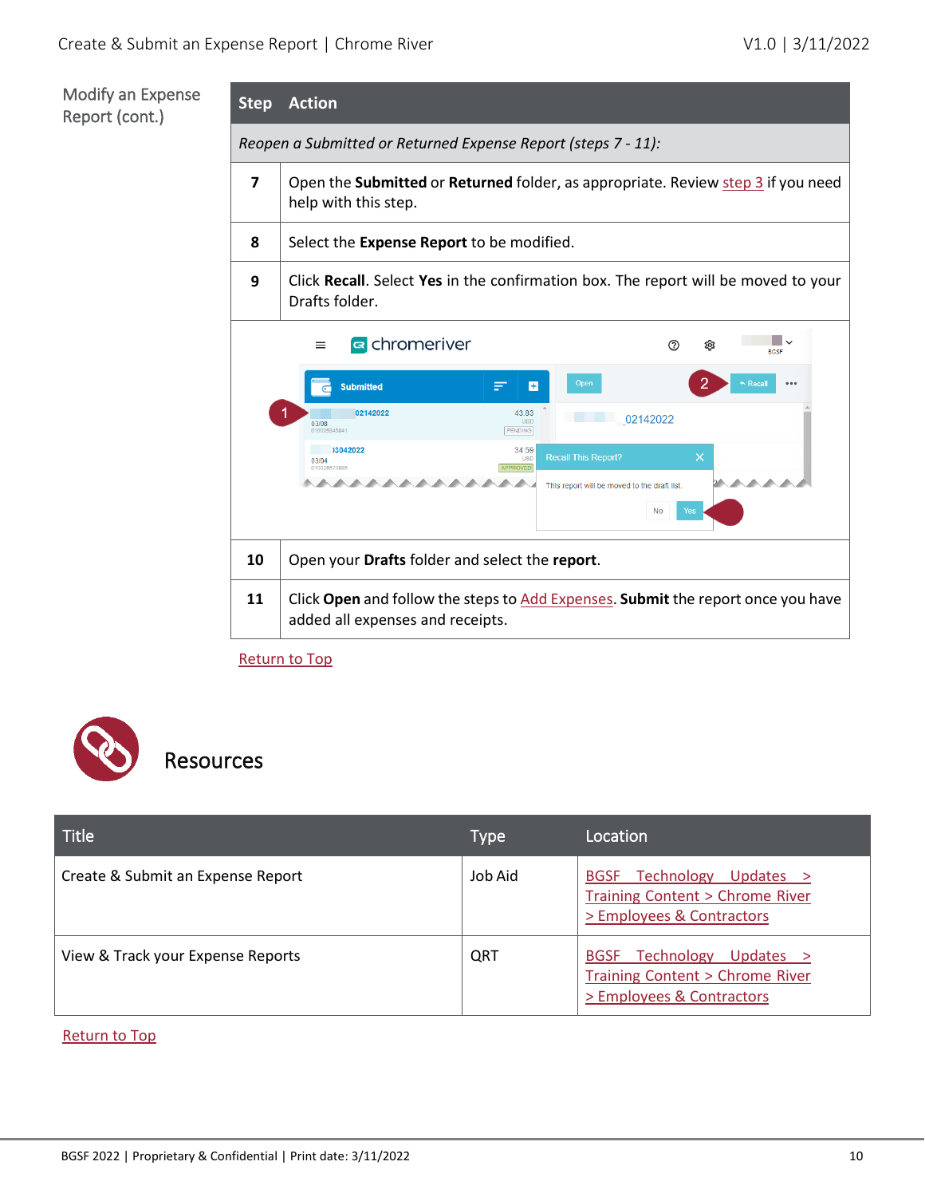Modify an Expense Report (cont.)

| Step | Action |
|---|---|
| *Reopen a Submitted or Returned Expense Report (steps 7 - 11):* | |
| 7 | Open the **Submitted** or **Returned** folder, as appropriate. Review step 3 if you need help with this step. |
| 8 | Select the **Expense Report** to be modified. |
| 9 | Click **Recall**. Select **Yes** in the confirmation box. The report will be moved to your Drafts folder. |
| 10 | Open your **Drafts** folder and select the **report**. |
| 11 | Click **Open** and follow the steps to Add Expenses. **Submit** the report once you have added all expenses and receipts. |

Return to Top

## Resources

| Title | Type | Location |
|---|---|---|
| Create & Submit an Expense Report | Job Aid | BGSF Technology Updates > Training Content > Chrome River > Employees & Contractors |
| View & Track your Expense Reports | QRT | BGSF Technology Updates > Training Content > Chrome River > Employees & Contractors |

Return to Top